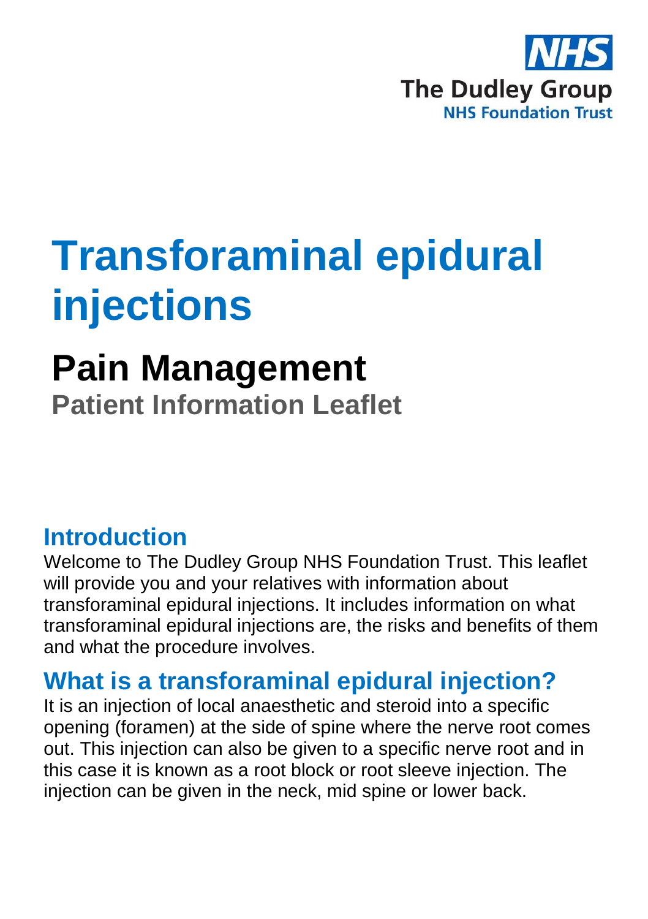NHS
The Dudley Group
NHS Foundation Trust

# Transforaminal epidural injections

## Pain Management

### Patient Information Leaflet

## Introduction

Welcome to The Dudley Group NHS Foundation Trust. This leaflet will provide you and your relatives with information about transforaminal epidural injections. It includes information on what transforaminal epidural injections are, the risks and benefits of them and what the procedure involves.

## What is a transforaminal epidural injection?

It is an injection of local anaesthetic and steroid into a specific opening (foramen) at the side of spine where the nerve root comes out. This injection can also be given to a specific nerve root and in this case it is known as a root block or root sleeve injection. The injection can be given in the neck, mid spine or lower back.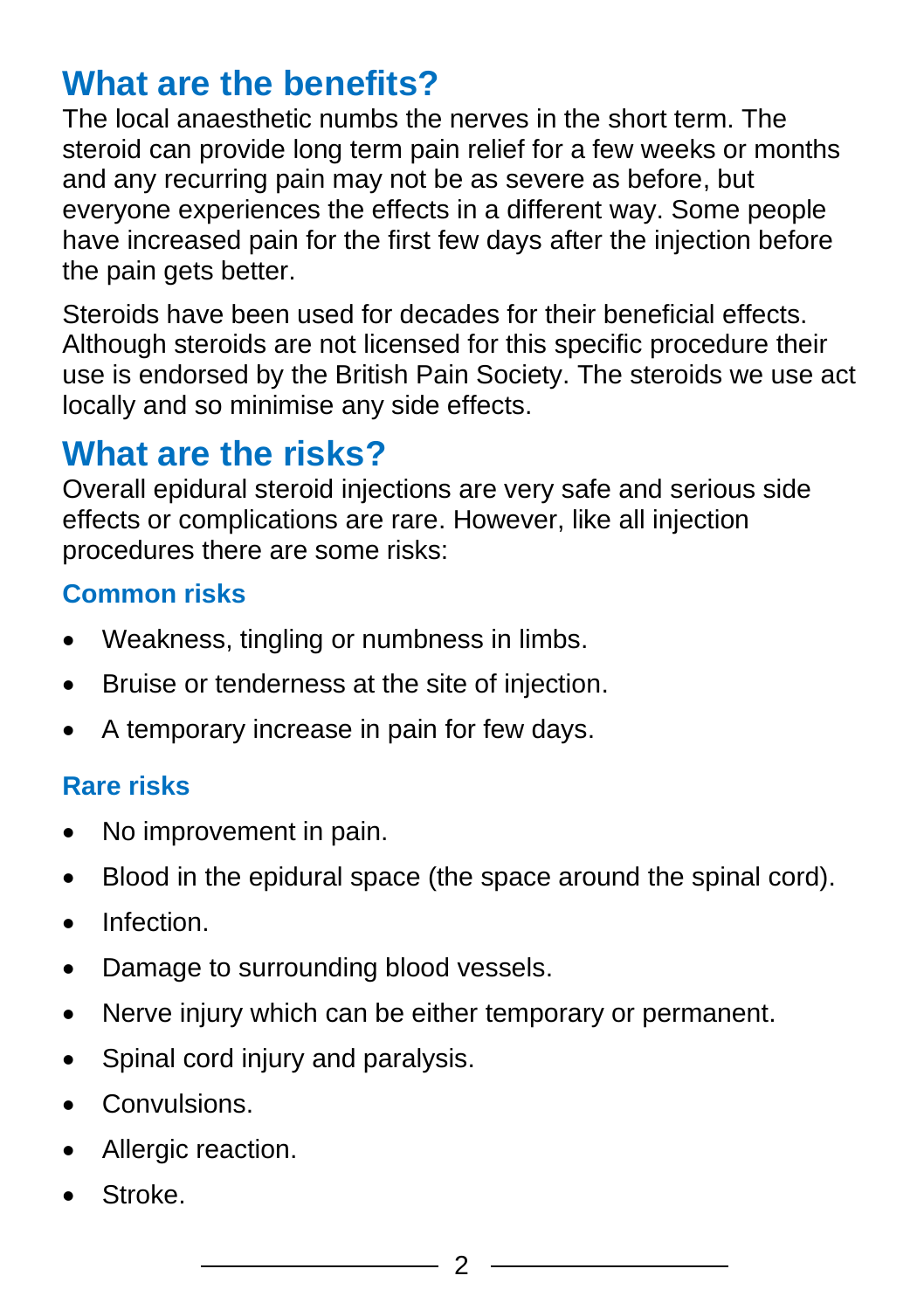## What are the benefits?

The local anaesthetic numbs the nerves in the short term. The steroid can provide long term pain relief for a few weeks or months and any recurring pain may not be as severe as before, but everyone experiences the effects in a different way. Some people have increased pain for the first few days after the injection before the pain gets better.

Steroids have been used for decades for their beneficial effects. Although steroids are not licensed for this specific procedure their use is endorsed by the British Pain Society. The steroids we use act locally and so minimise any side effects.

## What are the risks?

Overall epidural steroid injections are very safe and serious side effects or complications are rare. However, like all injection procedures there are some risks:

### Common risks

- Weakness, tingling or numbness in limbs.
- Bruise or tenderness at the site of injection.
- A temporary increase in pain for few days.

### Rare risks

- No improvement in pain.
- Blood in the epidural space (the space around the spinal cord).
- Infection.
- Damage to surrounding blood vessels.
- Nerve injury which can be either temporary or permanent.
- Spinal cord injury and paralysis.
- Convulsions.
- Allergic reaction.
- Stroke.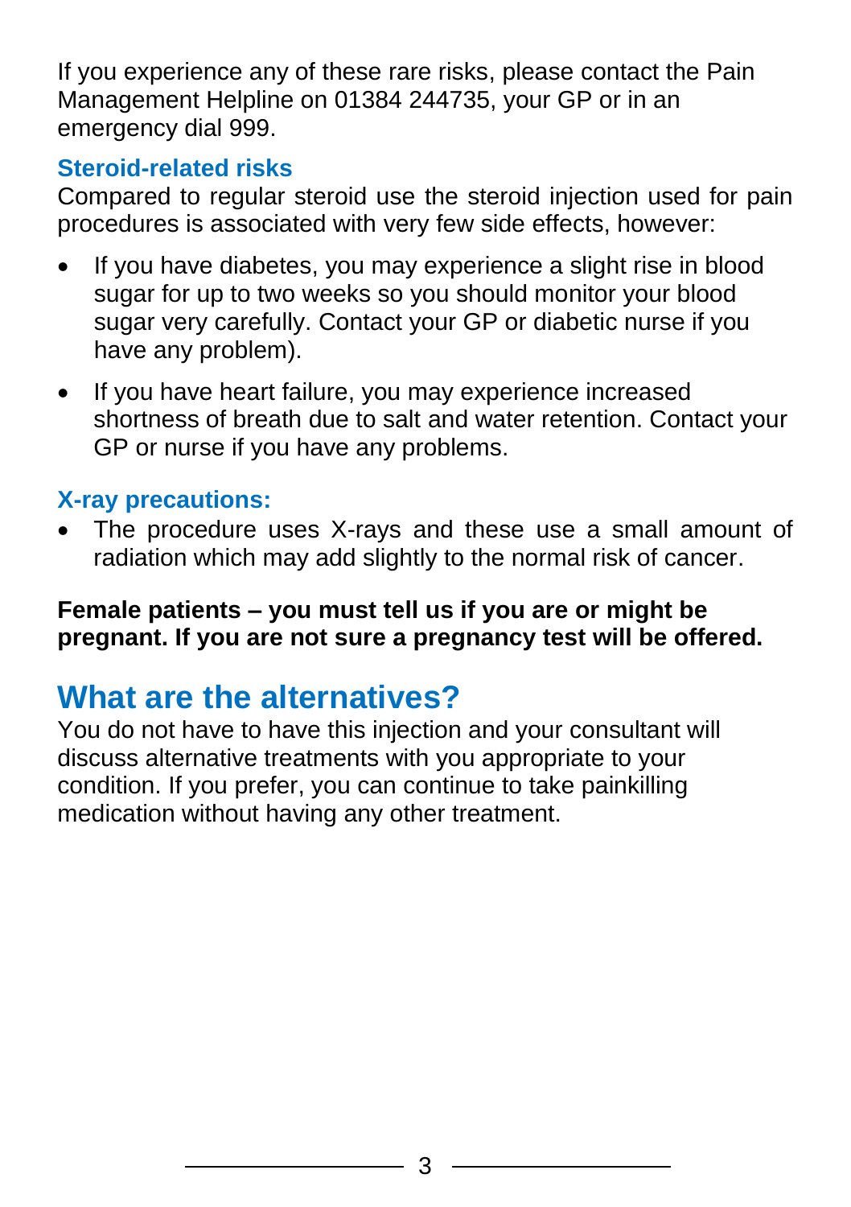If you experience any of these rare risks, please contact the Pain Management Helpline on 01384 244735, your GP or in an emergency dial 999.

### Steroid-related risks

Compared to regular steroid use the steroid injection used for pain procedures is associated with very few side effects, however:

- If you have diabetes, you may experience a slight rise in blood sugar for up to two weeks so you should monitor your blood sugar very carefully. Contact your GP or diabetic nurse if you have any problem).
- If you have heart failure, you may experience increased shortness of breath due to salt and water retention. Contact your GP or nurse if you have any problems.

### X-ray precautions:

- The procedure uses X-rays and these use a small amount of radiation which may add slightly to the normal risk of cancer.

**Female patients – you must tell us if you are or might be pregnant. If you are not sure a pregnancy test will be offered.**

## What are the alternatives?

You do not have to have this injection and your consultant will discuss alternative treatments with you appropriate to your condition. If you prefer, you can continue to take painkilling medication without having any other treatment.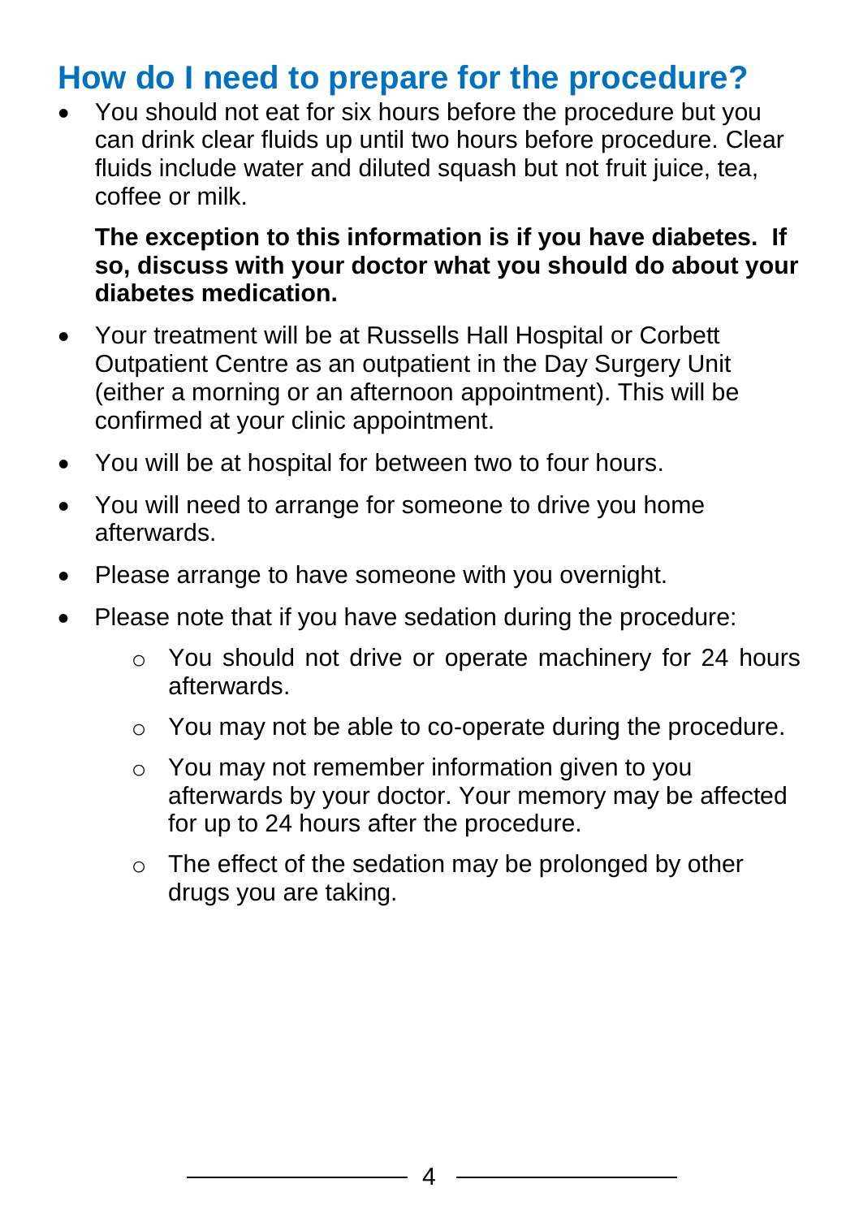## How do I need to prepare for the procedure?

- You should not eat for six hours before the procedure but you can drink clear fluids up until two hours before procedure. Clear fluids include water and diluted squash but not fruit juice, tea, coffee or milk.

  **The exception to this information is if you have diabetes. If so, discuss with your doctor what you should do about your diabetes medication.**

- Your treatment will be at Russells Hall Hospital or Corbett Outpatient Centre as an outpatient in the Day Surgery Unit (either a morning or an afternoon appointment). This will be confirmed at your clinic appointment.
- You will be at hospital for between two to four hours.
- You will need to arrange for someone to drive you home afterwards.
- Please arrange to have someone with you overnight.
- Please note that if you have sedation during the procedure:
  - You should not drive or operate machinery for 24 hours afterwards.
  - You may not be able to co-operate during the procedure.
  - You may not remember information given to you afterwards by your doctor. Your memory may be affected for up to 24 hours after the procedure.
  - The effect of the sedation may be prolonged by other drugs you are taking.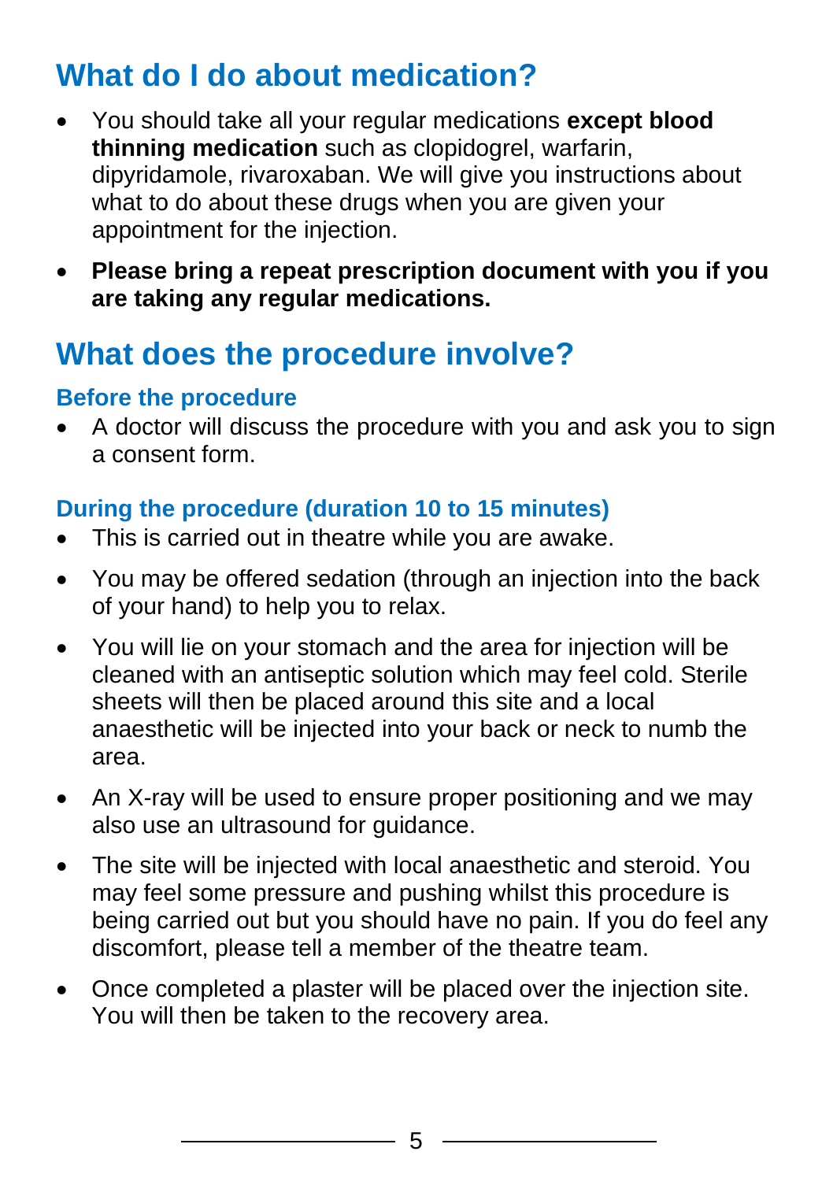## What do I do about medication?

- You should take all your regular medications **except blood thinning medication** such as clopidogrel, warfarin, dipyridamole, rivaroxaban. We will give you instructions about what to do about these drugs when you are given your appointment for the injection.
- **Please bring a repeat prescription document with you if you are taking any regular medications.**

## What does the procedure involve?

### Before the procedure

- A doctor will discuss the procedure with you and ask you to sign a consent form.

### During the procedure (duration 10 to 15 minutes)

- This is carried out in theatre while you are awake.
- You may be offered sedation (through an injection into the back of your hand) to help you to relax.
- You will lie on your stomach and the area for injection will be cleaned with an antiseptic solution which may feel cold. Sterile sheets will then be placed around this site and a local anaesthetic will be injected into your back or neck to numb the area.
- An X-ray will be used to ensure proper positioning and we may also use an ultrasound for guidance.
- The site will be injected with local anaesthetic and steroid. You may feel some pressure and pushing whilst this procedure is being carried out but you should have no pain. If you do feel any discomfort, please tell a member of the theatre team.
- Once completed a plaster will be placed over the injection site. You will then be taken to the recovery area.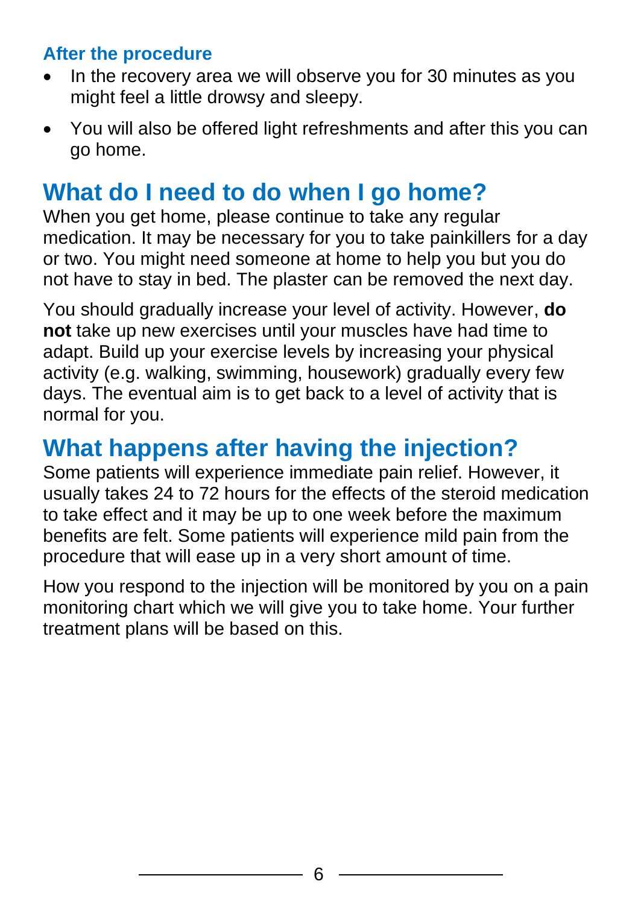### After the procedure

- In the recovery area we will observe you for 30 minutes as you might feel a little drowsy and sleepy.
- You will also be offered light refreshments and after this you can go home.

## What do I need to do when I go home?

When you get home, please continue to take any regular medication. It may be necessary for you to take painkillers for a day or two. You might need someone at home to help you but you do not have to stay in bed. The plaster can be removed the next day.

You should gradually increase your level of activity. However, **do not** take up new exercises until your muscles have had time to adapt. Build up your exercise levels by increasing your physical activity (e.g. walking, swimming, housework) gradually every few days. The eventual aim is to get back to a level of activity that is normal for you.

## What happens after having the injection?

Some patients will experience immediate pain relief. However, it usually takes 24 to 72 hours for the effects of the steroid medication to take effect and it may be up to one week before the maximum benefits are felt. Some patients will experience mild pain from the procedure that will ease up in a very short amount of time.

How you respond to the injection will be monitored by you on a pain monitoring chart which we will give you to take home. Your further treatment plans will be based on this.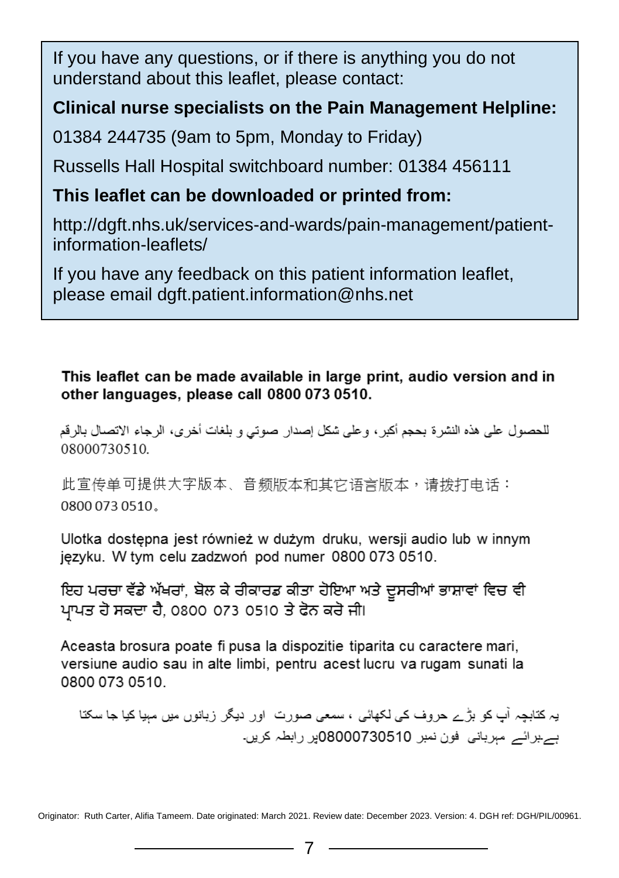If you have any questions, or if there is anything you do not understand about this leaflet, please contact:

**Clinical nurse specialists on the Pain Management Helpline:**

01384 244735 (9am to 5pm, Monday to Friday)

Russells Hall Hospital switchboard number: 01384 456111

**This leaflet can be downloaded or printed from:**

http://dgft.nhs.uk/services-and-wards/pain-management/patient-information-leaflets/

If you have any feedback on this patient information leaflet, please email dgft.patient.information@nhs.net

**This leaflet can be made available in large print, audio version and in other languages, please call 0800 073 0510.**

للحصول على هذه النشرة بحجم أكبر، وعلى شكل إصدار صوتي و بلغات أخرى، الرجاء الاتصال بالرقم 08000730510.

此宣传单可提供大字版本、音频版本和其它语言版本，请拨打电话：0800 073 0510。

Ulotka dostępna jest również w dużym druku, wersji audio lub w innym języku. W tym celu zadzwoń pod numer 0800 073 0510.

ਇਹ ਪਰਚਾ ਵੱਡੇ ਅੱਖਰਾਂ, ਬੋਲ ਕੇ ਰੀਕਾਰਡ ਕੀਤਾ ਹੋਇਆ ਅਤੇ ਦੂਸਰੀਆਂ ਭਾਸ਼ਾਵਾਂ ਵਿਚ ਵੀ ਪ੍ਰਾਪਤ ਹੋ ਸਕਦਾ ਹੈ, 0800 073 0510 ਤੇ ਫੋਨ ਕਰੋ ਜੀ।

Aceasta brosura poate fi pusa la dispozitie tiparita cu caractere mari, versiune audio sau in alte limbi, pentru acest lucru va rugam sunati la 0800 073 0510.

یہ کتابچہ آپ کو بڑے حروف کی لکھائی ، سمعی صورت اور دیگر زبانوں میں مہیا کیا جا سکتا ہے۔برائے مہربانی فون نمبر 08000730510پر رابطہ کریں۔

Originator: Ruth Carter, Alifia Tameem. Date originated: March 2021. Review date: December 2023. Version: 4. DGH ref: DGH/PIL/00961.